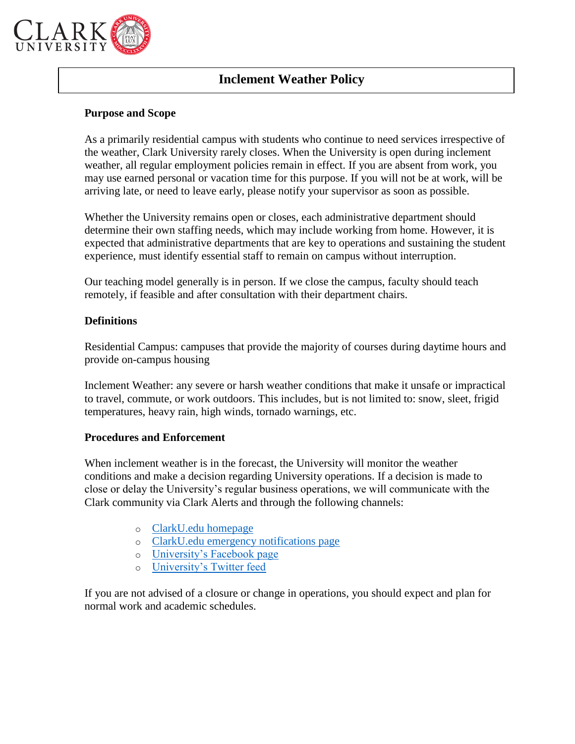# Inclement Weather Policy

**Purpose and Scope**

As a primarily residential campus with students who continue to need services irrespective of the weather, Clark University rarely closes. When the University is open during inclement weather, all regular employment policies remain in effect. If you are absent from work, you may use earned personal or vacation time for this purpose. If you will not be at work, will be arriving late, or need to leave early, please notify your supervisor as soon as possible.

Whether the University remains open or closes, each administrative department should determine their own staffing needs, which may include working from home. However, it is expected that administrative departments that are key to operations and sustaining the student experience, must identify essential staff to remain on campus without interruption.

Our teaching model generally is in person. If we close the campus, faculty should teach remotely, if feasible and after consultation with their department chairs.

**Definitions**

Residential Campus: campuses that provide the majority of courses during daytime hours and provide on-campus housing

Inclement Weather: any severe or harsh weather conditions that make it unsafe or impractical to travel, commute, or work outdoors. This includes, but is not limited to: snow, sleet, frigid temperatures, heavy rain, high winds, tornado warnings, etc.

**Procedures and Enforcement**

When inclement weather is in the forecast, the University will monitor the weather conditions and make a decision regarding University operations. If a decision is made to close or delay the University's regular business operations, we will communicate with the Clark community via Clark Alerts and through the following channels:

- ClarkU.edu homepage
- ClarkU.edu emergency notifications page
- University's Facebook page
- University's Twitter feed

If you are not advised of a closure or change in operations, you should expect and plan for normal work and academic schedules.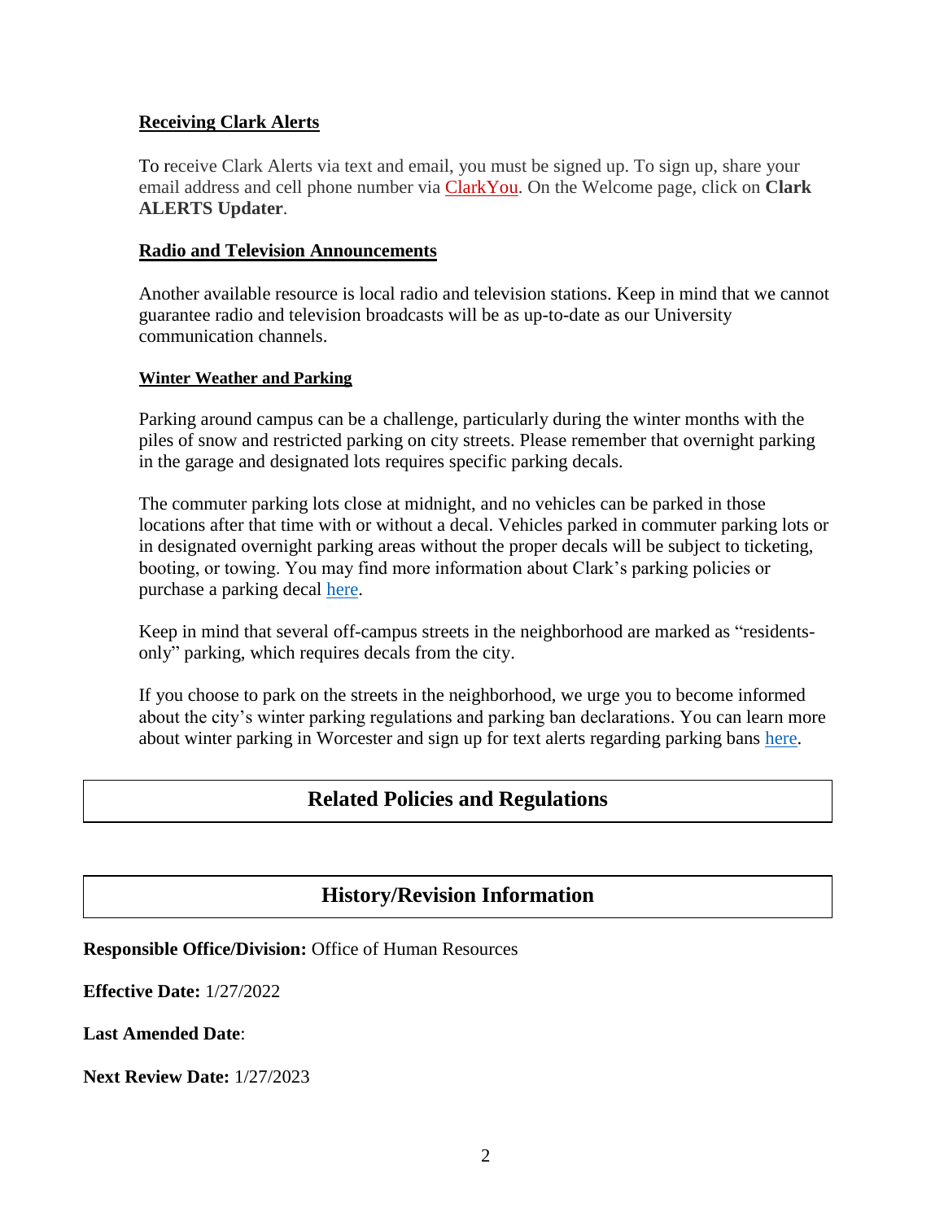### Receiving Clark Alerts

To receive Clark Alerts via text and email, you must be signed up. To sign up, share your email address and cell phone number via ClarkYou. On the Welcome page, click on **Clark ALERTS Updater**.

### Radio and Television Announcements

Another available resource is local radio and television stations. Keep in mind that we cannot guarantee radio and television broadcasts will be as up-to-date as our University communication channels.

### Winter Weather and Parking

Parking around campus can be a challenge, particularly during the winter months with the piles of snow and restricted parking on city streets. Please remember that overnight parking in the garage and designated lots requires specific parking decals.

The commuter parking lots close at midnight, and no vehicles can be parked in those locations after that time with or without a decal. Vehicles parked in commuter parking lots or in designated overnight parking areas without the proper decals will be subject to ticketing, booting, or towing. You may find more information about Clark's parking policies or purchase a parking decal here.

Keep in mind that several off-campus streets in the neighborhood are marked as "residents-only" parking, which requires decals from the city.

If you choose to park on the streets in the neighborhood, we urge you to become informed about the city's winter parking regulations and parking ban declarations. You can learn more about winter parking in Worcester and sign up for text alerts regarding parking bans here.

## Related Policies and Regulations

## History/Revision Information

**Responsible Office/Division:** Office of Human Resources

**Effective Date:** 1/27/2022

**Last Amended Date**:

**Next Review Date:** 1/27/2023